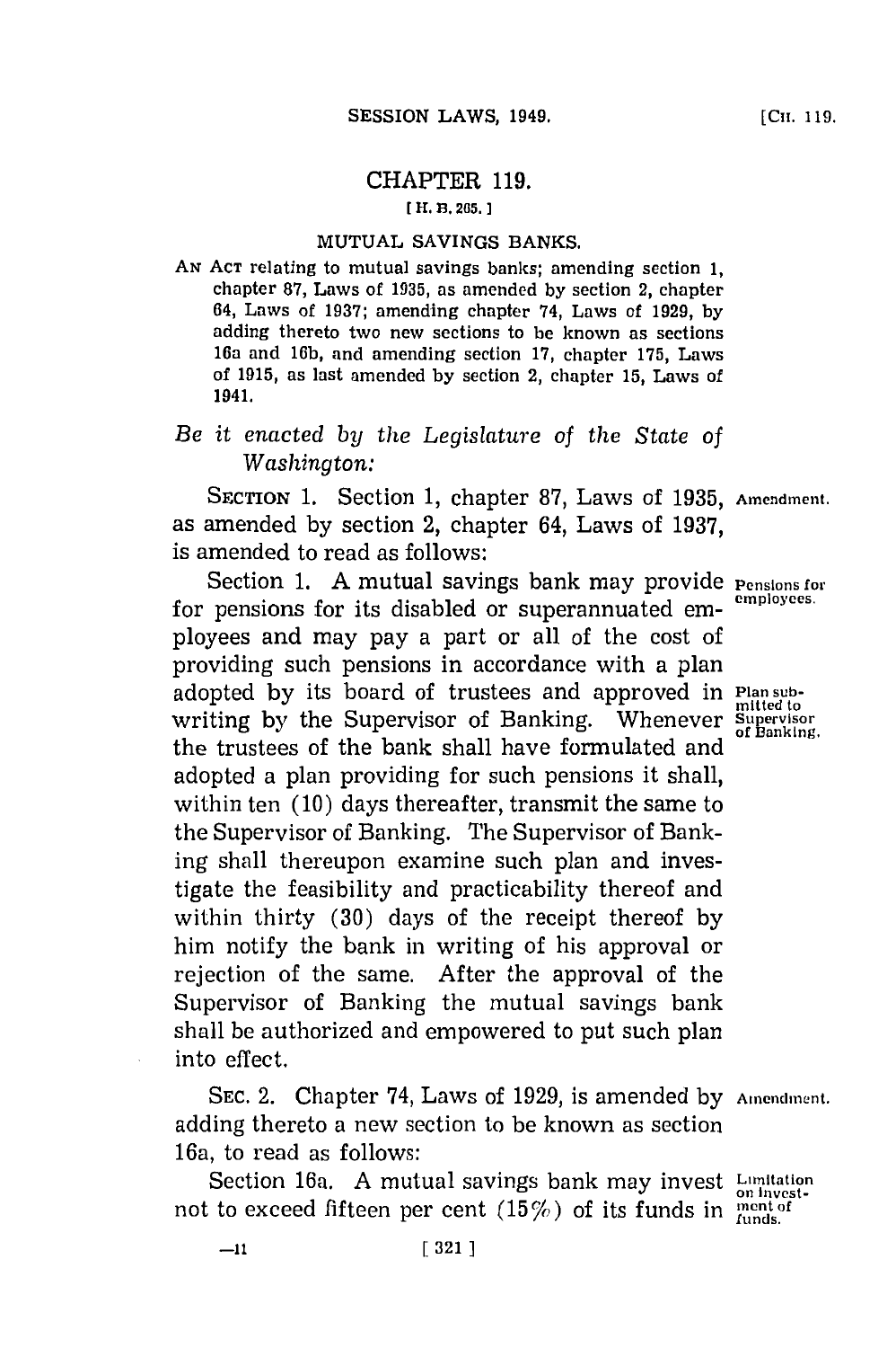# CHAPTER 119.

[H. B. 265.]

## MUTUAL SAVINGS BANKS.

AN ACT relating to mutual savings banks; amending section 1, chapter 87, Laws of 1935, as amended by section 2, chapter 64, Laws of 1937; amending chapter 74, Laws of 1929, by adding thereto two new sections to be known as sections 16a and 16b, and amending section 17, chapter 175, Laws of 1915, as last amended by section 2, chapter 15, Laws of 1941.

*Be it enacted by the Legislature of the State of Washington:*

SECTION 1. Section 1, chapter 87, Laws of 1935, as amended by section 2, chapter 64, Laws of 1937, is amended to read as follows: **Amendment.**

Section 1. A mutual savings bank may provide for pensions for its disabled or superannuated employees and may pay a part or all of the cost of providing such pensions in accordance with a plan adopted by its board of trustees and approved in writing by the Supervisor of Banking. Whenever the trustees of the bank shall have formulated and adopted a plan providing for such pensions it shall, within ten (10) days thereafter, transmit the same to the Supervisor of Banking. The Supervisor of Banking shall thereupon examine such plan and investigate the feasibility and practicability thereof and within thirty (30) days of the receipt thereof by him notify the bank in writing of his approval or rejection of the same. After the approval of the Supervisor of Banking the mutual savings bank shall be authorized and empowered to put such plan into effect. **Pensions for employees. Plan submitted to Supervisor of Banking.**

SEC. 2. Chapter 74, Laws of 1929, is amended by adding thereto a new section to be known as section 16a, to read as follows: **Amendment.**

Section 16a. A mutual savings bank may invest not to exceed fifteen per cent (15%) of its funds in **Limitation on investment of funds.**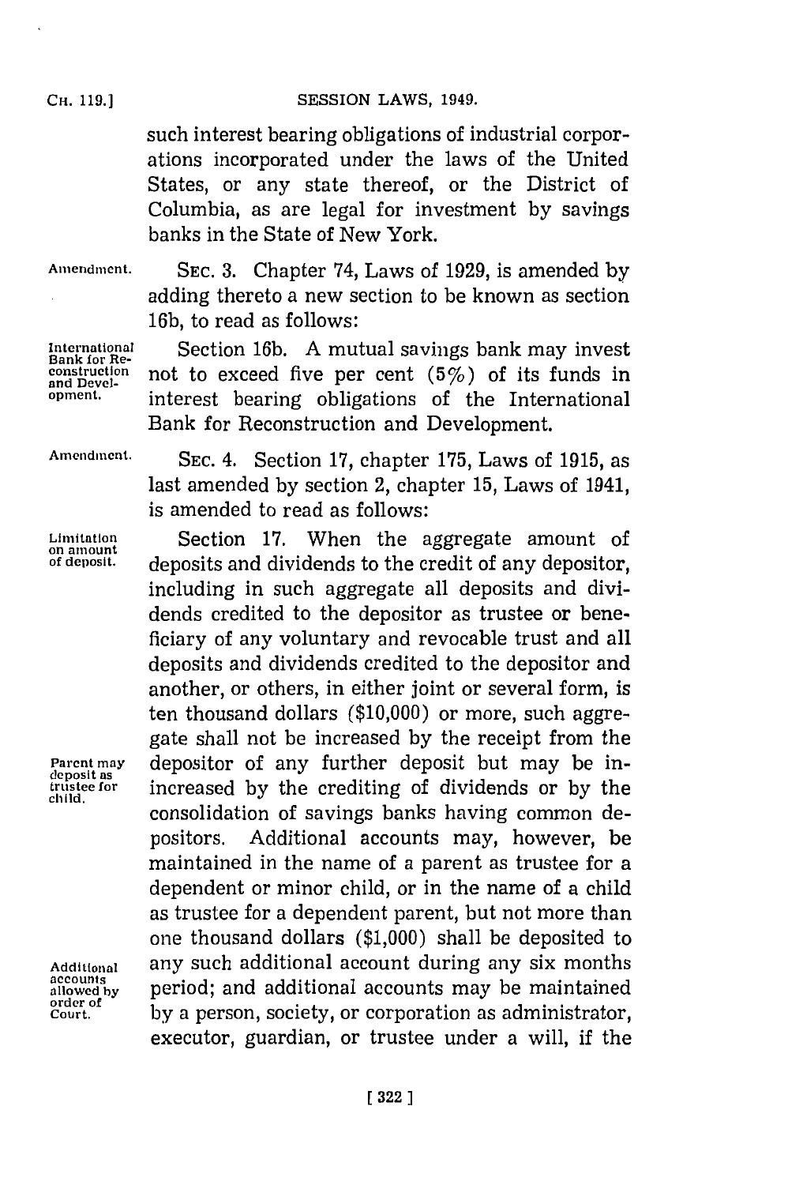such interest bearing obligations of industrial corporations incorporated under the laws of the United States, or any state thereof, or the District of Columbia, as are legal for investment by savings banks in the State of New York.

Amendment.

SEC. 3. Chapter 74, Laws of 1929, is amended by adding thereto a new section to be known as section 16b, to read as follows:

International Bank for Reconstruction and Development.

Section 16b. A mutual savings bank may invest not to exceed five per cent (5%) of its funds in interest bearing obligations of the International Bank for Reconstruction and Development.

Amendment.

SEC. 4. Section 17, chapter 175, Laws of 1915, as last amended by section 2, chapter 15, Laws of 1941, is amended to read as follows:

Limitation on amount of deposit.

Section 17. When the aggregate amount of deposits and dividends to the credit of any depositor, including in such aggregate all deposits and dividends credited to the depositor as trustee or beneficiary of any voluntary and revocable trust and all deposits and dividends credited to the depositor and another, or others, in either joint or several form, is ten thousand dollars ($10,000) or more, such aggregate shall not be increased by the receipt from the depositor of any further deposit but may be increased by the crediting of dividends or by the consolidation of savings banks having common depositors. Additional accounts may, however, be maintained in the name of a parent as trustee for a dependent or minor child, or in the name of a child as trustee for a dependent parent, but not more than one thousand dollars ($1,000) shall be deposited to any such additional account during any six months period; and additional accounts may be maintained by a person, society, or corporation as administrator, executor, guardian, or trustee under a will, if the

Parent may deposit as trustee for child.

Additional accounts allowed by order of Court.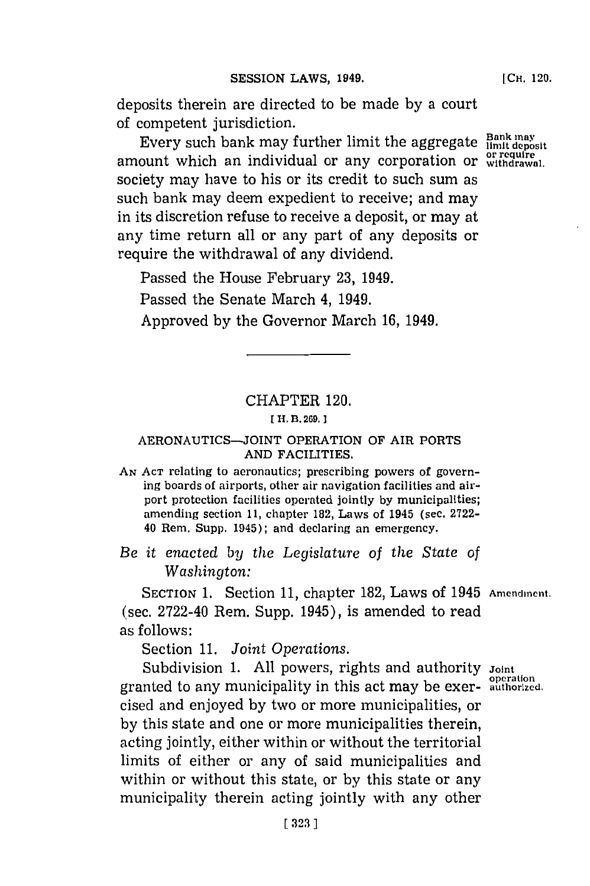deposits therein are directed to be made by a court of competent jurisdiction.

Every such bank may further limit the aggregate amount which an individual or any corporation or society may have to his or its credit to such sum as such bank may deem expedient to receive; and may in its discretion refuse to receive a deposit, or may at any time return all or any part of any deposits or require the withdrawal of any dividend.

Bank may limit deposit or require withdrawal.

Passed the House February 23, 1949.

Passed the Senate March 4, 1949.

Approved by the Governor March 16, 1949.

---

## CHAPTER 120.

[ H. B. 209. ]

### AERONAUTICS—JOINT OPERATION OF AIR PORTS AND FACILITIES.

AN ACT relating to aeronautics; prescribing powers of governing boards of airports, other air navigation facilities and airport protection facilities operated jointly by municipalities; amending section 11, chapter 182, Laws of 1945 (sec. 2722-40 Rem. Supp. 1945); and declaring an emergency.

*Be it enacted by the Legislature of the State of Washington:*

SECTION 1. Section 11, chapter 182, Laws of 1945 (sec. 2722-40 Rem. Supp. 1945), is amended to read as follows:

Amendment.

Section 11. *Joint Operations.*

Subdivision 1. All powers, rights and authority granted to any municipality in this act may be exercised and enjoyed by two or more municipalities, or by this state and one or more municipalities therein, acting jointly, either within or without the territorial limits of either or any of said municipalities and within or without this state, or by this state or any municipality therein acting jointly with any other

Joint operation authorized.